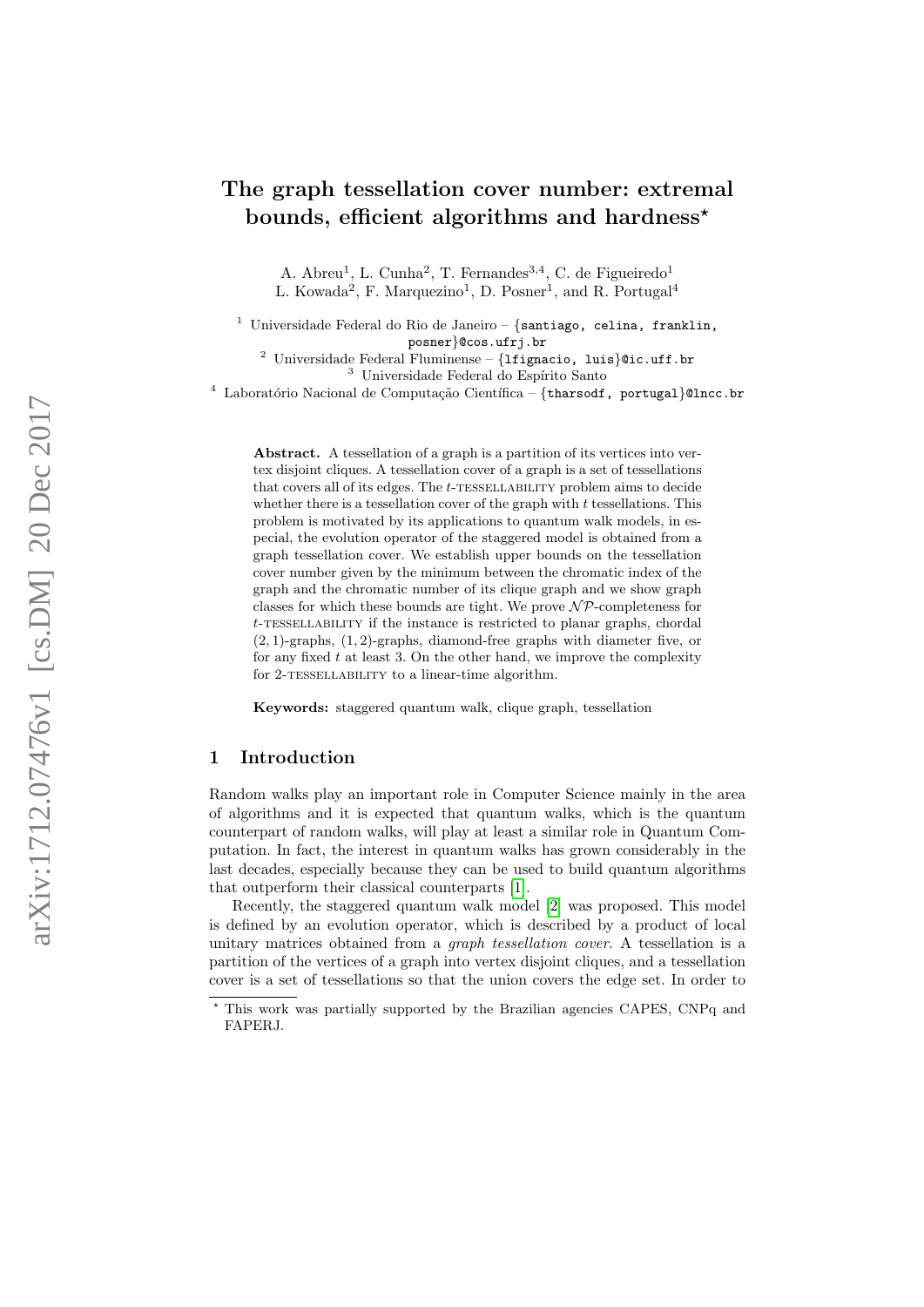# The graph tessellation cover number: extremal bounds, efficient algorithms and hardness*

A. Abreu[1], L. Cunha[2], T. Fernandes[3,4], C. de Figueiredo[1]
L. Kowada[2], F. Marquezino[1], D. Posner[1], and R. Portugal[4]

[1] Universidade Federal do Rio de Janeiro – {santiago, celina, franklin, posner}@cos.ufrj.br
[2] Universidade Federal Fluminense – {lfignacio, luis}@ic.uff.br
[3] Universidade Federal do Espírito Santo
[4] Laboratório Nacional de Computação Científica – {tharsodf, portugal}@lncc.br

**Abstract.** A tessellation of a graph is a partition of its vertices into vertex disjoint cliques. A tessellation cover of a graph is a set of tessellations that covers all of its edges. The $t$-TESSELLABILITY problem aims to decide whether there is a tessellation cover of the graph with $t$ tessellations. This problem is motivated by its applications to quantum walk models, in especial, the evolution operator of the staggered model is obtained from a graph tessellation cover. We establish upper bounds on the tessellation cover number given by the minimum between the chromatic index of the graph and the chromatic number of its clique graph and we show graph classes for which these bounds are tight. We prove $\mathcal{NP}$-completeness for $t$-TESSELLABILITY if the instance is restricted to planar graphs, chordal $(2,1)$-graphs, $(1,2)$-graphs, diamond-free graphs with diameter five, or for any fixed $t$ at least 3. On the other hand, we improve the complexity for 2-TESSELLABILITY to a linear-time algorithm.

**Keywords:** staggered quantum walk, clique graph, tessellation

## 1 Introduction

Random walks play an important role in Computer Science mainly in the area of algorithms and it is expected that quantum walks, which is the quantum counterpart of random walks, will play at least a similar role in Quantum Computation. In fact, the interest in quantum walks has grown considerably in the last decades, especially because they can be used to build quantum algorithms that outperform their classical counterparts [1].

Recently, the staggered quantum walk model [2] was proposed. This model is defined by an evolution operator, which is described by a product of local unitary matrices obtained from a *graph tessellation cover*. A tessellation is a partition of the vertices of a graph into vertex disjoint cliques, and a tessellation cover is a set of tessellations so that the union covers the edge set. In order to

* This work was partially supported by the Brazilian agencies CAPES, CNPq and FAPERJ.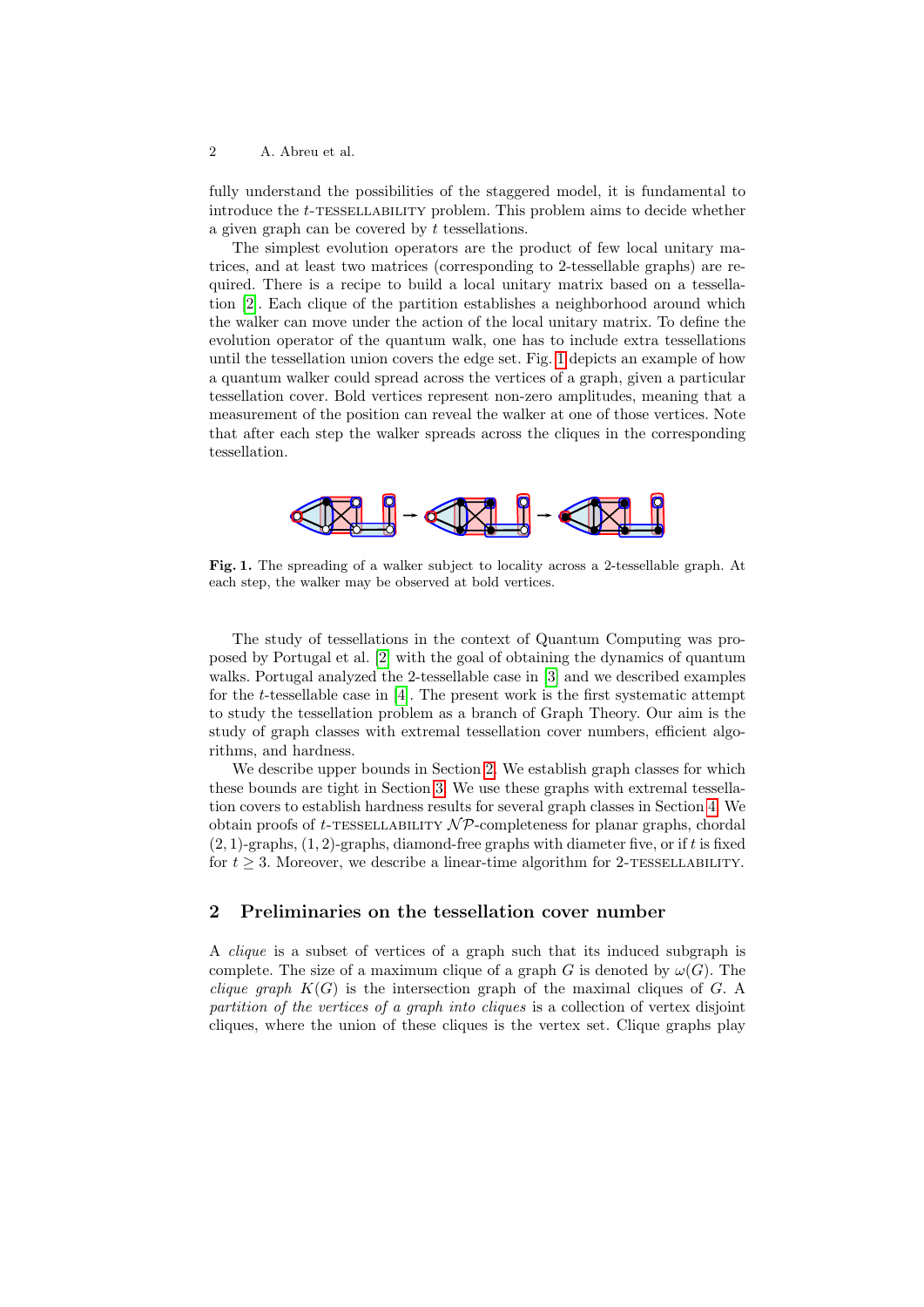fully understand the possibilities of the staggered model, it is fundamental to introduce the $t$-TESSELLABILITY problem. This problem aims to decide whether a given graph can be covered by $t$ tessellations.

The simplest evolution operators are the product of few local unitary matrices, and at least two matrices (corresponding to 2-tessellable graphs) are required. There is a recipe to build a local unitary matrix based on a tessellation [2]. Each clique of the partition establishes a neighborhood around which the walker can move under the action of the local unitary matrix. To define the evolution operator of the quantum walk, one has to include extra tessellations until the tessellation union covers the edge set. Fig. 1 depicts an example of how a quantum walker could spread across the vertices of a graph, given a particular tessellation cover. Bold vertices represent non-zero amplitudes, meaning that a measurement of the position can reveal the walker at one of those vertices. Note that after each step the walker spreads across the cliques in the corresponding tessellation.

**Fig. 1.** The spreading of a walker subject to locality across a 2-tessellable graph. At each step, the walker may be observed at bold vertices.

The study of tessellations in the context of Quantum Computing was proposed by Portugal et al. [2] with the goal of obtaining the dynamics of quantum walks. Portugal analyzed the 2-tessellable case in [3] and we described examples for the $t$-tessellable case in [4]. The present work is the first systematic attempt to study the tessellation problem as a branch of Graph Theory. Our aim is the study of graph classes with extremal tessellation cover numbers, efficient algorithms, and hardness.

We describe upper bounds in Section 2. We establish graph classes for which these bounds are tight in Section 3. We use these graphs with extremal tessellation covers to establish hardness results for several graph classes in Section 4. We obtain proofs of $t$-TESSELLABILITY $\mathcal{NP}$-completeness for planar graphs, chordal $(2,1)$-graphs, $(1,2)$-graphs, diamond-free graphs with diameter five, or if $t$ is fixed for $t \geq 3$. Moreover, we describe a linear-time algorithm for 2-TESSELLABILITY.

## 2 Preliminaries on the tessellation cover number

A *clique* is a subset of vertices of a graph such that its induced subgraph is complete. The size of a maximum clique of a graph $G$ is denoted by $\omega(G)$. The *clique graph* $K(G)$ is the intersection graph of the maximal cliques of $G$. A *partition of the vertices of a graph into cliques* is a collection of vertex disjoint cliques, where the union of these cliques is the vertex set. Clique graphs play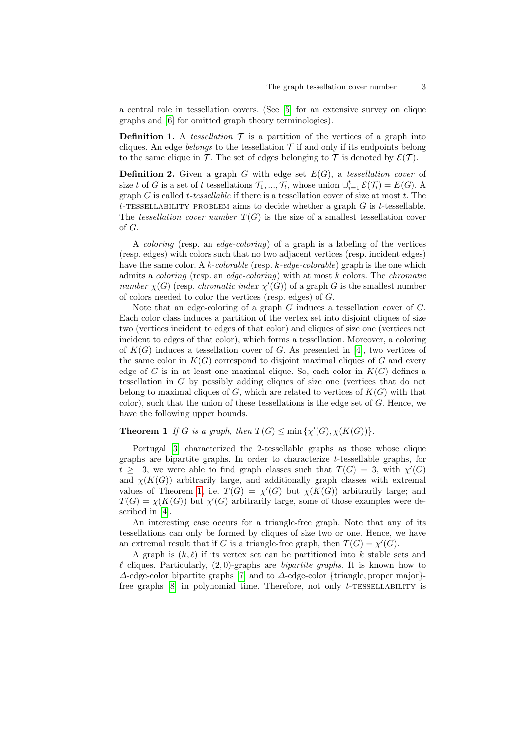a central role in tessellation covers. (See [5] for an extensive survey on clique graphs and [6] for omitted graph theory terminologies).

**Definition 1.** A *tessellation* $\mathcal{T}$ is a partition of the vertices of a graph into cliques. An edge *belongs* to the tessellation $\mathcal{T}$ if and only if its endpoints belong to the same clique in $\mathcal{T}$. The set of edges belonging to $\mathcal{T}$ is denoted by $\mathcal{E}(\mathcal{T})$.

**Definition 2.** Given a graph $G$ with edge set $E(G)$, a *tessellation cover* of size $t$ of $G$ is a set of $t$ tessellations $\mathcal{T}_1, ..., \mathcal{T}_t$, whose union $\cup_{i=1}^{t} \mathcal{E}(\mathcal{T}_i) = E(G)$. A graph $G$ is called *t-tessellable* if there is a tessellation cover of size at most $t$. The $t$-TESSELLABILITY PROBLEM aims to decide whether a graph $G$ is $t$-tessellable. The *tessellation cover number* $T(G)$ is the size of a smallest tessellation cover of $G$.

A *coloring* (resp. an *edge-coloring*) of a graph is a labeling of the vertices (resp. edges) with colors such that no two adjacent vertices (resp. incident edges) have the same color. A *k-colorable* (resp. *k-edge-colorable*) graph is the one which admits a *coloring* (resp. an *edge-coloring*) with at most $k$ colors. The *chromatic number* $\chi(G)$ (resp. *chromatic index* $\chi'(G)$) of a graph $G$ is the smallest number of colors needed to color the vertices (resp. edges) of $G$.

Note that an edge-coloring of a graph $G$ induces a tessellation cover of $G$. Each color class induces a partition of the vertex set into disjoint cliques of size two (vertices incident to edges of that color) and cliques of size one (vertices not incident to edges of that color), which forms a tessellation. Moreover, a coloring of $K(G)$ induces a tessellation cover of $G$. As presented in [4], two vertices of the same color in $K(G)$ correspond to disjoint maximal cliques of $G$ and every edge of $G$ is in at least one maximal clique. So, each color in $K(G)$ defines a tessellation in $G$ by possibly adding cliques of size one (vertices that do not belong to maximal cliques of $G$, which are related to vertices of $K(G)$ with that color), such that the union of these tessellations is the edge set of $G$. Hence, we have the following upper bounds.

**Theorem 1** *If $G$ is a graph, then $T(G) \leq \min\{\chi'(G), \chi(K(G))\}$.*

Portugal [3] characterized the 2-tessellable graphs as those whose clique graphs are bipartite graphs. In order to characterize $t$-tessellable graphs, for $t \geq 3$, we were able to find graph classes such that $T(G) = 3$, with $\chi'(G)$ and $\chi(K(G))$ arbitrarily large, and additionally graph classes with extremal values of Theorem 1, i.e. $T(G) = \chi'(G)$ but $\chi(K(G))$ arbitrarily large; and $T(G) = \chi(K(G))$ but $\chi'(G)$ arbitrarily large, some of those examples were described in [4].

An interesting case occurs for a triangle-free graph. Note that any of its tessellations can only be formed by cliques of size two or one. Hence, we have an extremal result that if $G$ is a triangle-free graph, then $T(G) = \chi'(G)$.

A graph is $(k, \ell)$ if its vertex set can be partitioned into $k$ stable sets and $\ell$ cliques. Particularly, $(2, 0)$-graphs are *bipartite graphs*. It is known how to $\Delta$-edge-color bipartite graphs [7] and to $\Delta$-edge-color {triangle, proper major}-free graphs [8] in polynomial time. Therefore, not only $t$-TESSELLABILITY is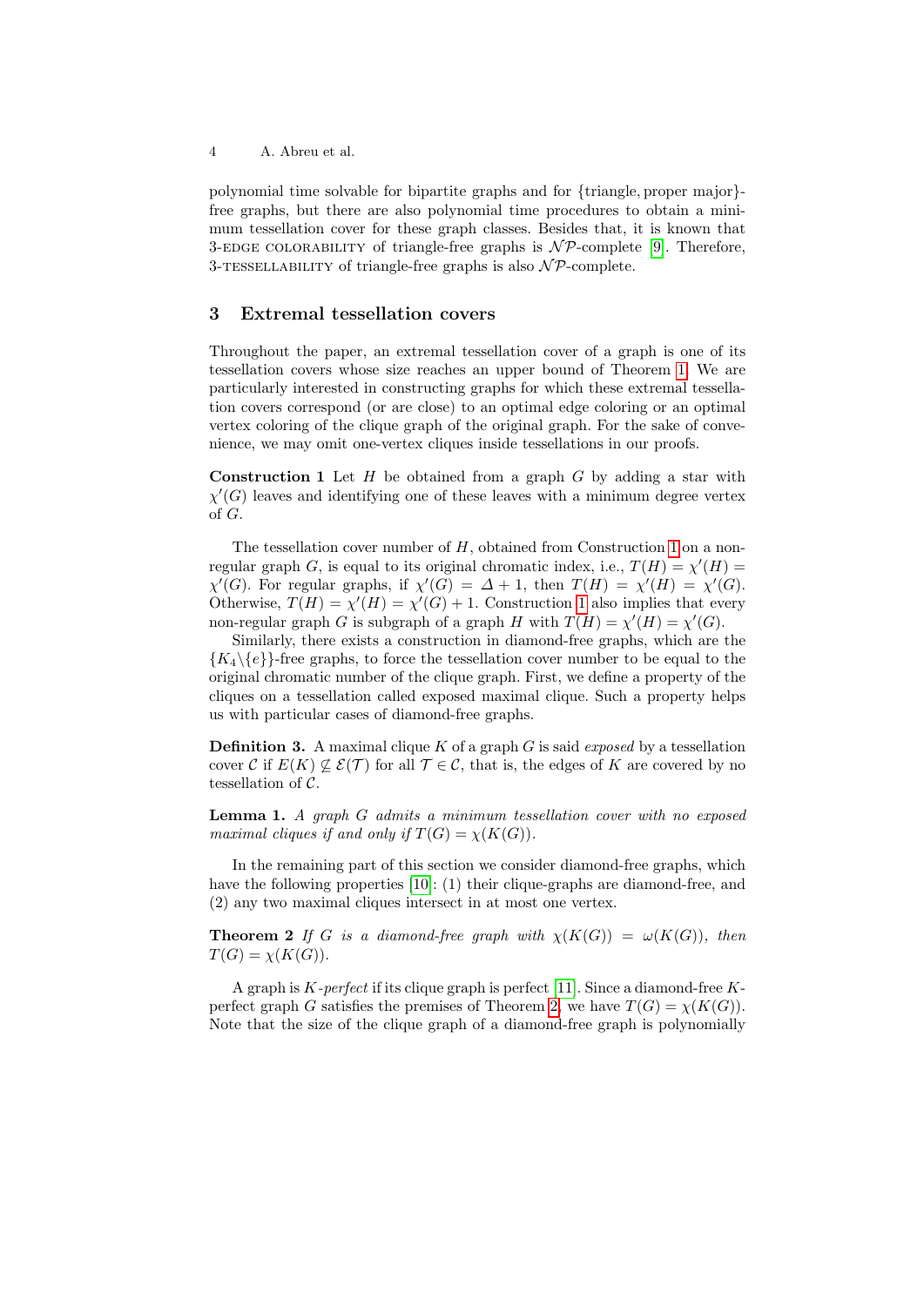polynomial time solvable for bipartite graphs and for {triangle, proper major}-free graphs, but there are also polynomial time procedures to obtain a minimum tessellation cover for these graph classes. Besides that, it is known that 3-EDGE COLORABILITY of triangle-free graphs is $\mathcal{NP}$-complete [9]. Therefore, 3-TESSELLABILITY of triangle-free graphs is also $\mathcal{NP}$-complete.

## 3 Extremal tessellation covers

Throughout the paper, an extremal tessellation cover of a graph is one of its tessellation covers whose size reaches an upper bound of Theorem 1. We are particularly interested in constructing graphs for which these extremal tessellation covers correspond (or are close) to an optimal edge coloring or an optimal vertex coloring of the clique graph of the original graph. For the sake of convenience, we may omit one-vertex cliques inside tessellations in our proofs.

**Construction 1** Let $H$ be obtained from a graph $G$ by adding a star with $\chi'(G)$ leaves and identifying one of these leaves with a minimum degree vertex of $G$.

The tessellation cover number of $H$, obtained from Construction 1 on a non-regular graph $G$, is equal to its original chromatic index, i.e., $T(H) = \chi'(H) = \chi'(G)$. For regular graphs, if $\chi'(G) = \Delta + 1$, then $T(H) = \chi'(H) = \chi'(G)$. Otherwise, $T(H) = \chi'(H) = \chi'(G) + 1$. Construction 1 also implies that every non-regular graph $G$ is subgraph of a graph $H$ with $T(H) = \chi'(H) = \chi'(G)$.

Similarly, there exists a construction in diamond-free graphs, which are the $\{K_4\backslash\{e\}\}$-free graphs, to force the tessellation cover number to be equal to the original chromatic number of the clique graph. First, we define a property of the cliques on a tessellation called exposed maximal clique. Such a property helps us with particular cases of diamond-free graphs.

**Definition 3.** A maximal clique $K$ of a graph $G$ is said *exposed* by a tessellation cover $\mathcal{C}$ if $E(K) \not\subseteq \mathcal{E}(\mathcal{T})$ for all $\mathcal{T} \in \mathcal{C}$, that is, the edges of $K$ are covered by no tessellation of $\mathcal{C}$.

**Lemma 1.** *A graph $G$ admits a minimum tessellation cover with no exposed maximal cliques if and only if $T(G) = \chi(K(G))$.*

In the remaining part of this section we consider diamond-free graphs, which have the following properties [10]: (1) their clique-graphs are diamond-free, and (2) any two maximal cliques intersect in at most one vertex.

**Theorem 2** *If $G$ is a diamond-free graph with $\chi(K(G)) = \omega(K(G))$, then $T(G) = \chi(K(G))$.*

A graph is *K-perfect* if its clique graph is perfect [11]. Since a diamond-free $K$-perfect graph $G$ satisfies the premises of Theorem 2, we have $T(G) = \chi(K(G))$. Note that the size of the clique graph of a diamond-free graph is polynomially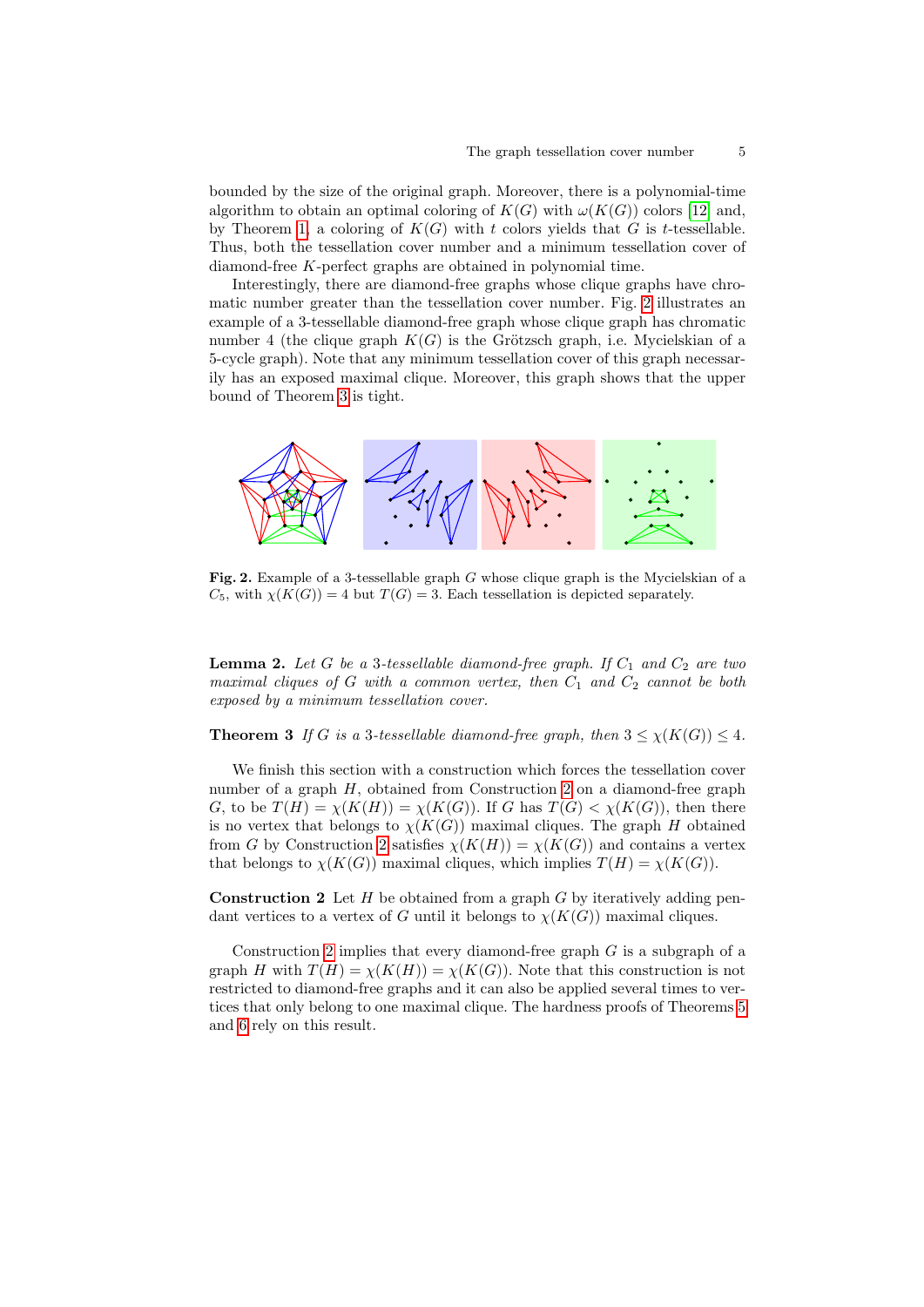bounded by the size of the original graph. Moreover, there is a polynomial-time algorithm to obtain an optimal coloring of $K(G)$ with $\omega(K(G))$ colors [12] and, by Theorem 1, a coloring of $K(G)$ with $t$ colors yields that $G$ is $t$-tessellable. Thus, both the tessellation cover number and a minimum tessellation cover of diamond-free $K$-perfect graphs are obtained in polynomial time.

Interestingly, there are diamond-free graphs whose clique graphs have chromatic number greater than the tessellation cover number. Fig. 2 illustrates an example of a 3-tessellable diamond-free graph whose clique graph has chromatic number 4 (the clique graph $K(G)$ is the Grötzsch graph, i.e. Mycielskian of a 5-cycle graph). Note that any minimum tessellation cover of this graph necessarily has an exposed maximal clique. Moreover, this graph shows that the upper bound of Theorem 3 is tight.

**Fig. 2.** Example of a 3-tessellable graph $G$ whose clique graph is the Mycielskian of a $C_5$, with $\chi(K(G)) = 4$ but $T(G) = 3$. Each tessellation is depicted separately.

**Lemma 2.** *Let $G$ be a 3-tessellable diamond-free graph. If $C_1$ and $C_2$ are two maximal cliques of $G$ with a common vertex, then $C_1$ and $C_2$ cannot be both exposed by a minimum tessellation cover.*

**Theorem 3** *If $G$ is a 3-tessellable diamond-free graph, then $3 \leq \chi(K(G)) \leq 4$.*

We finish this section with a construction which forces the tessellation cover number of a graph $H$, obtained from Construction 2 on a diamond-free graph $G$, to be $T(H) = \chi(K(H)) = \chi(K(G))$. If $G$ has $T(G) < \chi(K(G))$, then there is no vertex that belongs to $\chi(K(G))$ maximal cliques. The graph $H$ obtained from $G$ by Construction 2 satisfies $\chi(K(H)) = \chi(K(G))$ and contains a vertex that belongs to $\chi(K(G))$ maximal cliques, which implies $T(H) = \chi(K(G))$.

**Construction 2** Let $H$ be obtained from a graph $G$ by iteratively adding pendant vertices to a vertex of $G$ until it belongs to $\chi(K(G))$ maximal cliques.

Construction 2 implies that every diamond-free graph $G$ is a subgraph of a graph $H$ with $T(H) = \chi(K(H)) = \chi(K(G))$. Note that this construction is not restricted to diamond-free graphs and it can also be applied several times to vertices that only belong to one maximal clique. The hardness proofs of Theorems 5 and 6 rely on this result.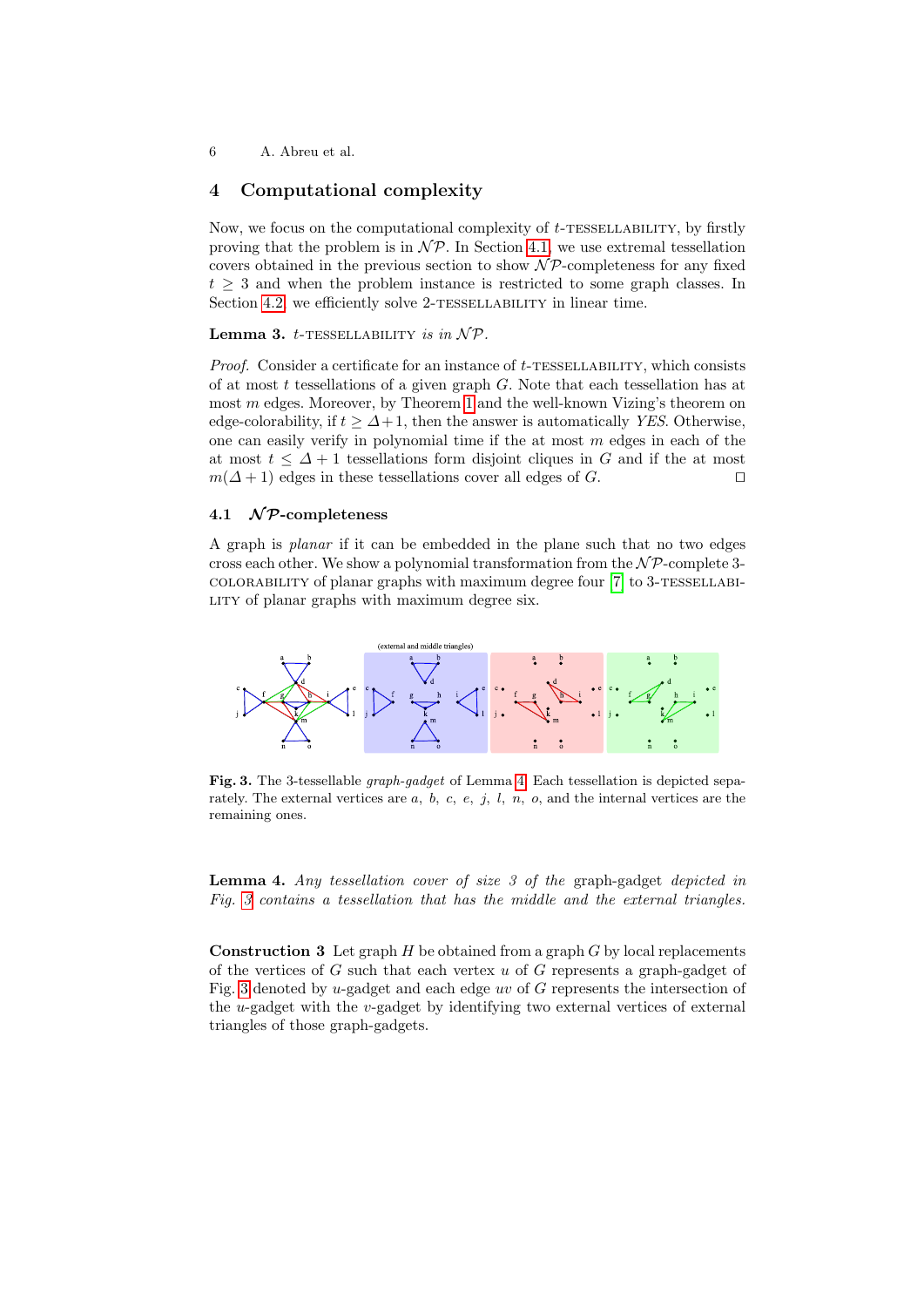## 4 Computational complexity

Now, we focus on the computational complexity of $t$-TESSELLABILITY, by firstly proving that the problem is in $\mathcal{NP}$. In Section 4.1, we use extremal tessellation covers obtained in the previous section to show $\mathcal{NP}$-completeness for any fixed $t \geq 3$ and when the problem instance is restricted to some graph classes. In Section 4.2, we efficiently solve 2-TESSELLABILITY in linear time.

**Lemma 3.** *$t$-TESSELLABILITY is in $\mathcal{NP}$.*

*Proof.* Consider a certificate for an instance of $t$-TESSELLABILITY, which consists of at most $t$ tessellations of a given graph $G$. Note that each tessellation has at most $m$ edges. Moreover, by Theorem 1 and the well-known Vizing's theorem on edge-colorability, if $t \geq \Delta+1$, then the answer is automatically *YES*. Otherwise, one can easily verify in polynomial time if the at most $m$ edges in each of the at most $t \leq \Delta + 1$ tessellations form disjoint cliques in $G$ and if the at most $m(\Delta + 1)$ edges in these tessellations cover all edges of $G$. □

### 4.1 $\mathcal{NP}$-completeness

A graph is *planar* if it can be embedded in the plane such that no two edges cross each other. We show a polynomial transformation from the $\mathcal{NP}$-complete 3-COLORABILITY of planar graphs with maximum degree four [7] to 3-TESSELLABILITY of planar graphs with maximum degree six.

**Fig. 3.** The 3-tessellable *graph-gadget* of Lemma 4. Each tessellation is depicted separately. The external vertices are $a$, $b$, $c$, $e$, $j$, $l$, $n$, $o$, and the internal vertices are the remaining ones.

**Lemma 4.** *Any tessellation cover of size 3 of the* graph-gadget *depicted in Fig. 3 contains a tessellation that has the middle and the external triangles.*

**Construction 3** Let graph $H$ be obtained from a graph $G$ by local replacements of the vertices of $G$ such that each vertex $u$ of $G$ represents a graph-gadget of Fig. 3 denoted by $u$-gadget and each edge $uv$ of $G$ represents the intersection of the $u$-gadget with the $v$-gadget by identifying two external vertices of external triangles of those graph-gadgets.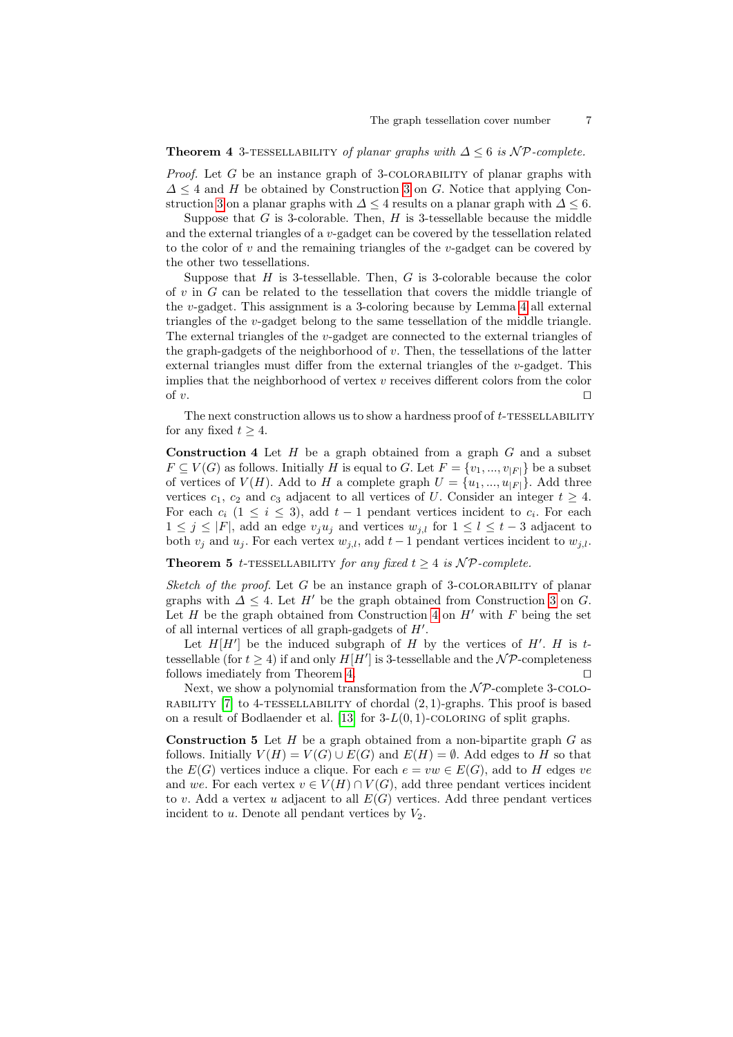**Theorem 4** 3-TESSELLABILITY *of planar graphs with $\Delta \leq 6$ is $\mathcal{NP}$-complete.*

*Proof.* Let $G$ be an instance graph of 3-COLORABILITY of planar graphs with $\Delta \leq 4$ and $H$ be obtained by Construction 3 on $G$. Notice that applying Construction 3 on a planar graphs with $\Delta \leq 4$ results on a planar graph with $\Delta \leq 6$.

Suppose that $G$ is 3-colorable. Then, $H$ is 3-tessellable because the middle and the external triangles of a $v$-gadget can be covered by the tessellation related to the color of $v$ and the remaining triangles of the $v$-gadget can be covered by the other two tessellations.

Suppose that $H$ is 3-tessellable. Then, $G$ is 3-colorable because the color of $v$ in $G$ can be related to the tessellation that covers the middle triangle of the $v$-gadget. This assignment is a 3-coloring because by Lemma 4 all external triangles of the $v$-gadget belong to the same tessellation of the middle triangle. The external triangles of the $v$-gadget are connected to the external triangles of the graph-gadgets of the neighborhood of $v$. Then, the tessellations of the latter external triangles must differ from the external triangles of the $v$-gadget. This implies that the neighborhood of vertex $v$ receives different colors from the color of $v$. $\square$

The next construction allows us to show a hardness proof of $t$-TESSELLABILITY for any fixed $t \geq 4$.

**Construction 4** Let $H$ be a graph obtained from a graph $G$ and a subset $F \subseteq V(G)$ as follows. Initially $H$ is equal to $G$. Let $F = \{v_1, ..., v_{|F|}\}$ be a subset of vertices of $V(H)$. Add to $H$ a complete graph $U = \{u_1, ..., u_{|F|}\}$. Add three vertices $c_1$, $c_2$ and $c_3$ adjacent to all vertices of $U$. Consider an integer $t \geq 4$. For each $c_i$ ($1 \leq i \leq 3$), add $t-1$ pendant vertices incident to $c_i$. For each $1 \leq j \leq |F|$, add an edge $v_j u_j$ and vertices $w_{j,l}$ for $1 \leq l \leq t-3$ adjacent to both $v_j$ and $u_j$. For each vertex $w_{j,l}$, add $t-1$ pendant vertices incident to $w_{j,l}$.

**Theorem 5** $t$-TESSELLABILITY *for any fixed $t \geq 4$ is $\mathcal{NP}$-complete.*

*Sketch of the proof.* Let $G$ be an instance graph of 3-COLORABILITY of planar graphs with $\Delta \leq 4$. Let $H'$ be the graph obtained from Construction 3 on $G$. Let $H$ be the graph obtained from Construction 4 on $H'$ with $F$ being the set of all internal vertices of all graph-gadgets of $H'$.

Let $H[H']$ be the induced subgraph of $H$ by the vertices of $H'$. $H$ is $t$-tessellable (for $t \geq 4$) if and only if $H[H']$ is 3-tessellable and the $\mathcal{NP}$-completeness follows imediately from Theorem 4. $\square$

Next, we show a polynomial transformation from the $\mathcal{NP}$-complete 3-COLORABILITY [7] to 4-TESSELLABILITY of chordal $(2,1)$-graphs. This proof is based on a result of Bodlaender et al. [13] for 3-$L(0,1)$-COLORING of split graphs.

**Construction 5** Let $H$ be a graph obtained from a non-bipartite graph $G$ as follows. Initially $V(H) = V(G) \cup E(G)$ and $E(H) = \emptyset$. Add edges to $H$ so that the $E(G)$ vertices induce a clique. For each $e = vw \in E(G)$, add to $H$ edges $ve$ and $we$. For each vertex $v \in V(H) \cap V(G)$, add three pendant vertices incident to $v$. Add a vertex $u$ adjacent to all $E(G)$ vertices. Add three pendant vertices incident to $u$. Denote all pendant vertices by $V_2$.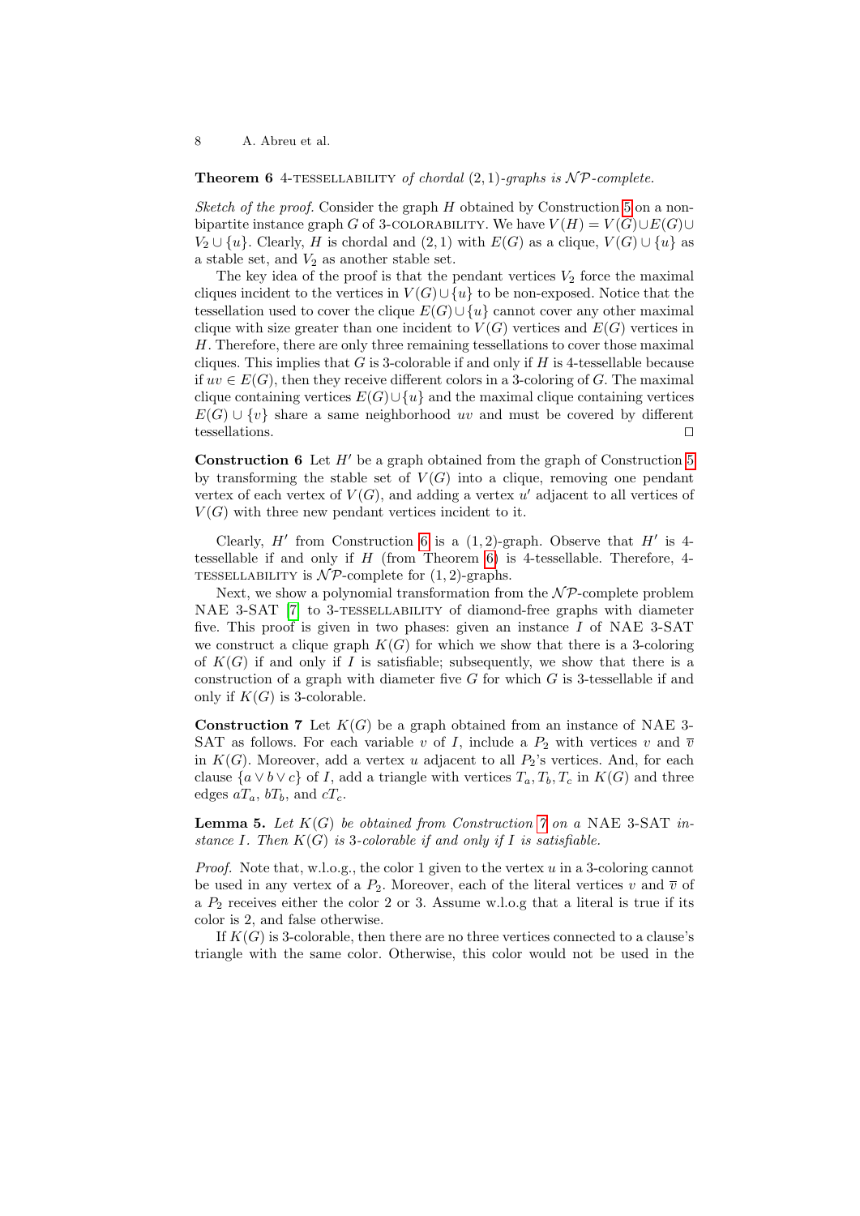**Theorem 6** 4-TESSELLABILITY *of chordal* $(2,1)$*-graphs is* $\mathcal{NP}$*-complete.*

*Sketch of the proof.* Consider the graph $H$ obtained by Construction 5 on a non-bipartite instance graph $G$ of 3-COLORABILITY. We have $V(H) = V(G) \cup E(G) \cup V_2 \cup \{u\}$. Clearly, $H$ is chordal and $(2,1)$ with $E(G)$ as a clique, $V(G) \cup \{u\}$ as a stable set, and $V_2$ as another stable set.

The key idea of the proof is that the pendant vertices $V_2$ force the maximal cliques incident to the vertices in $V(G) \cup \{u\}$ to be non-exposed. Notice that the tessellation used to cover the clique $E(G) \cup \{u\}$ cannot cover any other maximal clique with size greater than one incident to $V(G)$ vertices and $E(G)$ vertices in $H$. Therefore, there are only three remaining tessellations to cover those maximal cliques. This implies that $G$ is 3-colorable if and only if $H$ is 4-tessellable because if $uv \in E(G)$, then they receive different colors in a 3-coloring of $G$. The maximal clique containing vertices $E(G) \cup \{u\}$ and the maximal clique containing vertices $E(G) \cup \{v\}$ share a same neighborhood $uv$ and must be covered by different tessellations. $\square$

**Construction 6** Let $H'$ be a graph obtained from the graph of Construction 5 by transforming the stable set of $V(G)$ into a clique, removing one pendant vertex of each vertex of $V(G)$, and adding a vertex $u'$ adjacent to all vertices of $V(G)$ with three new pendant vertices incident to it.

Clearly, $H'$ from Construction 6 is a $(1,2)$-graph. Observe that $H'$ is 4-tessellable if and only if $H$ (from Theorem 6) is 4-tessellable. Therefore, 4-TESSELLABILITY is $\mathcal{NP}$-complete for $(1,2)$-graphs.

Next, we show a polynomial transformation from the $\mathcal{NP}$-complete problem NAE 3-SAT [7] to 3-TESSELLABILITY of diamond-free graphs with diameter five. This proof is given in two phases: given an instance $I$ of NAE 3-SAT we construct a clique graph $K(G)$ for which we show that there is a 3-coloring of $K(G)$ if and only if $I$ is satisfiable; subsequently, we show that there is a construction of a graph with diameter five $G$ for which $G$ is 3-tessellable if and only if $K(G)$ is 3-colorable.

**Construction 7** Let $K(G)$ be a graph obtained from an instance of NAE 3-SAT as follows. For each variable $v$ of $I$, include a $P_2$ with vertices $v$ and $\overline{v}$ in $K(G)$. Moreover, add a vertex $u$ adjacent to all $P_2$'s vertices. And, for each clause $\{a \vee b \vee c\}$ of $I$, add a triangle with vertices $T_a, T_b, T_c$ in $K(G)$ and three edges $aT_a$, $bT_b$, and $cT_c$.

**Lemma 5.** *Let* $K(G)$ *be obtained from Construction 7 on a* NAE 3-SAT *instance* $I$*. Then* $K(G)$ *is 3-colorable if and only if* $I$ *is satisfiable.*

*Proof.* Note that, w.l.o.g., the color 1 given to the vertex $u$ in a 3-coloring cannot be used in any vertex of a $P_2$. Moreover, each of the literal vertices $v$ and $\overline{v}$ of a $P_2$ receives either the color 2 or 3. Assume w.l.o.g that a literal is true if its color is 2, and false otherwise.

If $K(G)$ is 3-colorable, then there are no three vertices connected to a clause's triangle with the same color. Otherwise, this color would not be used in the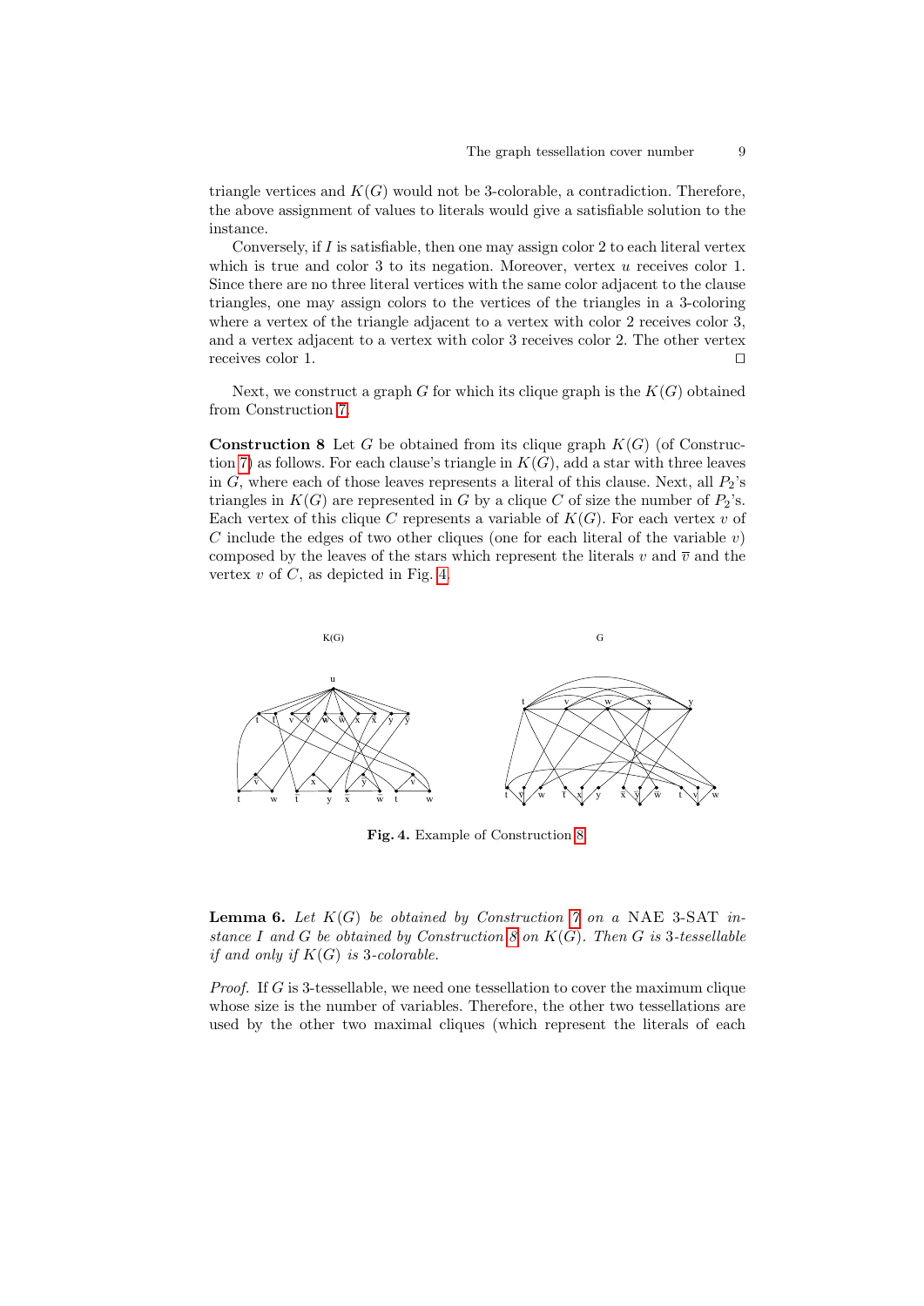triangle vertices and $K(G)$ would not be 3-colorable, a contradiction. Therefore, the above assignment of values to literals would give a satisfiable solution to the instance.

Conversely, if $I$ is satisfiable, then one may assign color 2 to each literal vertex which is true and color 3 to its negation. Moreover, vertex $u$ receives color 1. Since there are no three literal vertices with the same color adjacent to the clause triangles, one may assign colors to the vertices of the triangles in a 3-coloring where a vertex of the triangle adjacent to a vertex with color 2 receives color 3, and a vertex adjacent to a vertex with color 3 receives color 2. The other vertex receives color 1. □

Next, we construct a graph $G$ for which its clique graph is the $K(G)$ obtained from Construction 7.

**Construction 8** Let $G$ be obtained from its clique graph $K(G)$ (of Construction 7) as follows. For each clause's triangle in $K(G)$, add a star with three leaves in $G$, where each of those leaves represents a literal of this clause. Next, all $P_2$'s triangles in $K(G)$ are represented in $G$ by a clique $C$ of size the number of $P_2$'s. Each vertex of this clique $C$ represents a variable of $K(G)$. For each vertex $v$ of $C$ include the edges of two other cliques (one for each literal of the variable $v$) composed by the leaves of the stars which represent the literals $v$ and $\overline{v}$ and the vertex $v$ of $C$, as depicted in Fig. 4.

**Fig. 4.** Example of Construction 8.

**Lemma 6.** *Let $K(G)$ be obtained by Construction 7 on a* NAE 3-SAT *instance $I$ and $G$ be obtained by Construction 8 on $K(G)$. Then $G$ is 3-tessellable if and only if $K(G)$ is 3-colorable.*

*Proof.* If $G$ is 3-tessellable, we need one tessellation to cover the maximum clique whose size is the number of variables. Therefore, the other two tessellations are used by the other two maximal cliques (which represent the literals of each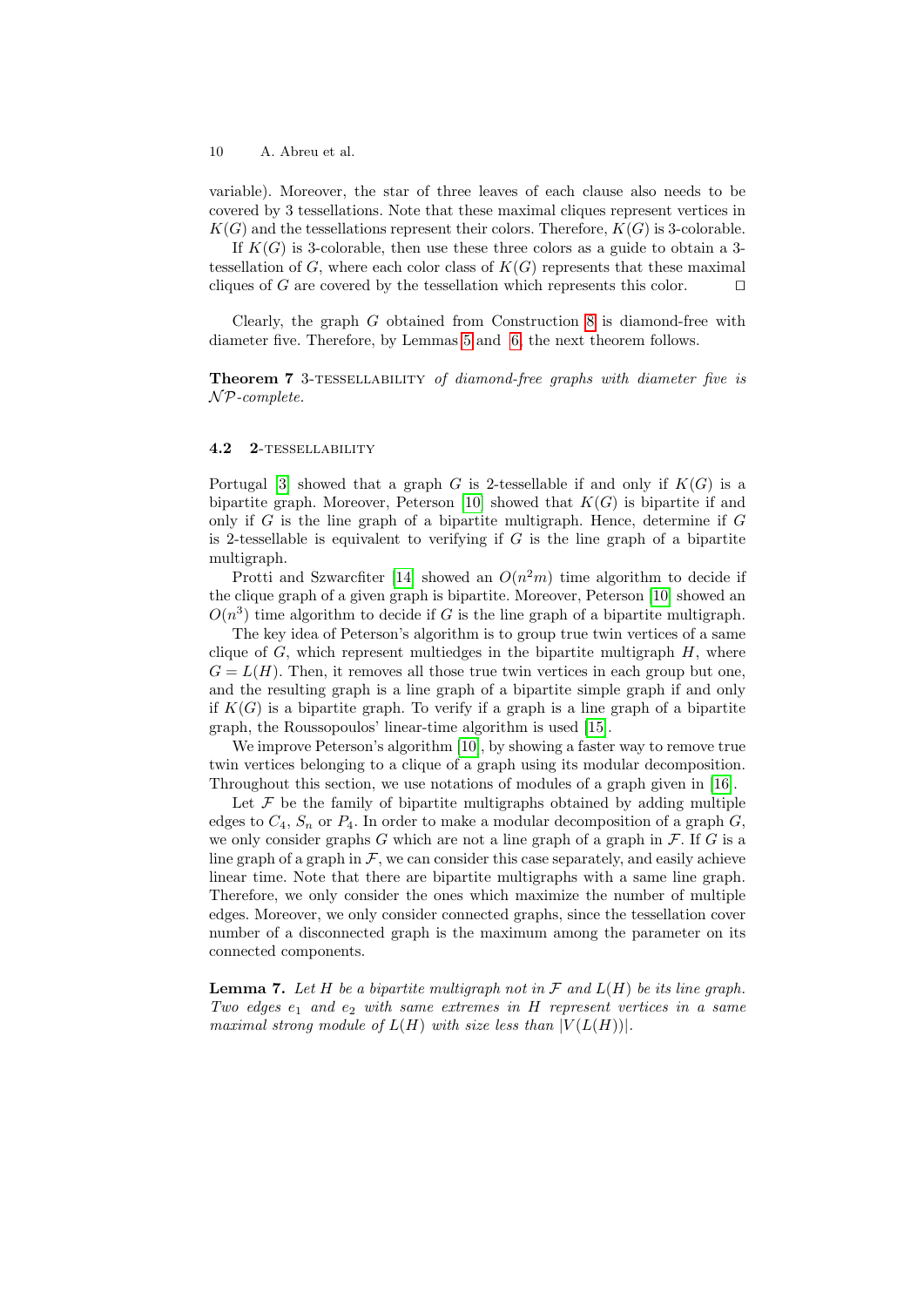variable). Moreover, the star of three leaves of each clause also needs to be covered by 3 tessellations. Note that these maximal cliques represent vertices in $K(G)$ and the tessellations represent their colors. Therefore, $K(G)$ is 3-colorable.

If $K(G)$ is 3-colorable, then use these three colors as a guide to obtain a 3-tessellation of $G$, where each color class of $K(G)$ represents that these maximal cliques of $G$ are covered by the tessellation which represents this color. □

Clearly, the graph $G$ obtained from Construction 8 is diamond-free with diameter five. Therefore, by Lemmas 5 and 6, the next theorem follows.

**Theorem 7** 3-TESSELLABILITY *of diamond-free graphs with diameter five is* $\mathcal{NP}$*-complete.*

### 4.2 2-TESSELLABILITY

Portugal [3] showed that a graph $G$ is 2-tessellable if and only if $K(G)$ is a bipartite graph. Moreover, Peterson [10] showed that $K(G)$ is bipartite if and only if $G$ is the line graph of a bipartite multigraph. Hence, determine if $G$ is 2-tessellable is equivalent to verifying if $G$ is the line graph of a bipartite multigraph.

Protti and Szwarcfiter [14] showed an $O(n^2m)$ time algorithm to decide if the clique graph of a given graph is bipartite. Moreover, Peterson [10] showed an $O(n^3)$ time algorithm to decide if $G$ is the line graph of a bipartite multigraph.

The key idea of Peterson's algorithm is to group true twin vertices of a same clique of $G$, which represent multiedges in the bipartite multigraph $H$, where $G = L(H)$. Then, it removes all those true twin vertices in each group but one, and the resulting graph is a line graph of a bipartite simple graph if and only if $K(G)$ is a bipartite graph. To verify if a graph is a line graph of a bipartite graph, the Roussopoulos' linear-time algorithm is used [15].

We improve Peterson's algorithm [10], by showing a faster way to remove true twin vertices belonging to a clique of a graph using its modular decomposition. Throughout this section, we use notations of modules of a graph given in [16].

Let $\mathcal{F}$ be the family of bipartite multigraphs obtained by adding multiple edges to $C_4$, $S_n$ or $P_4$. In order to make a modular decomposition of a graph $G$, we only consider graphs $G$ which are not a line graph of a graph in $\mathcal{F}$. If $G$ is a line graph of a graph in $\mathcal{F}$, we can consider this case separately, and easily achieve linear time. Note that there are bipartite multigraphs with a same line graph. Therefore, we only consider the ones which maximize the number of multiple edges. Moreover, we only consider connected graphs, since the tessellation cover number of a disconnected graph is the maximum among the parameter on its connected components.

**Lemma 7.** *Let $H$ be a bipartite multigraph not in $\mathcal{F}$ and $L(H)$ be its line graph. Two edges $e_1$ and $e_2$ with same extremes in $H$ represent vertices in a same maximal strong module of $L(H)$ with size less than $|V(L(H))|$.*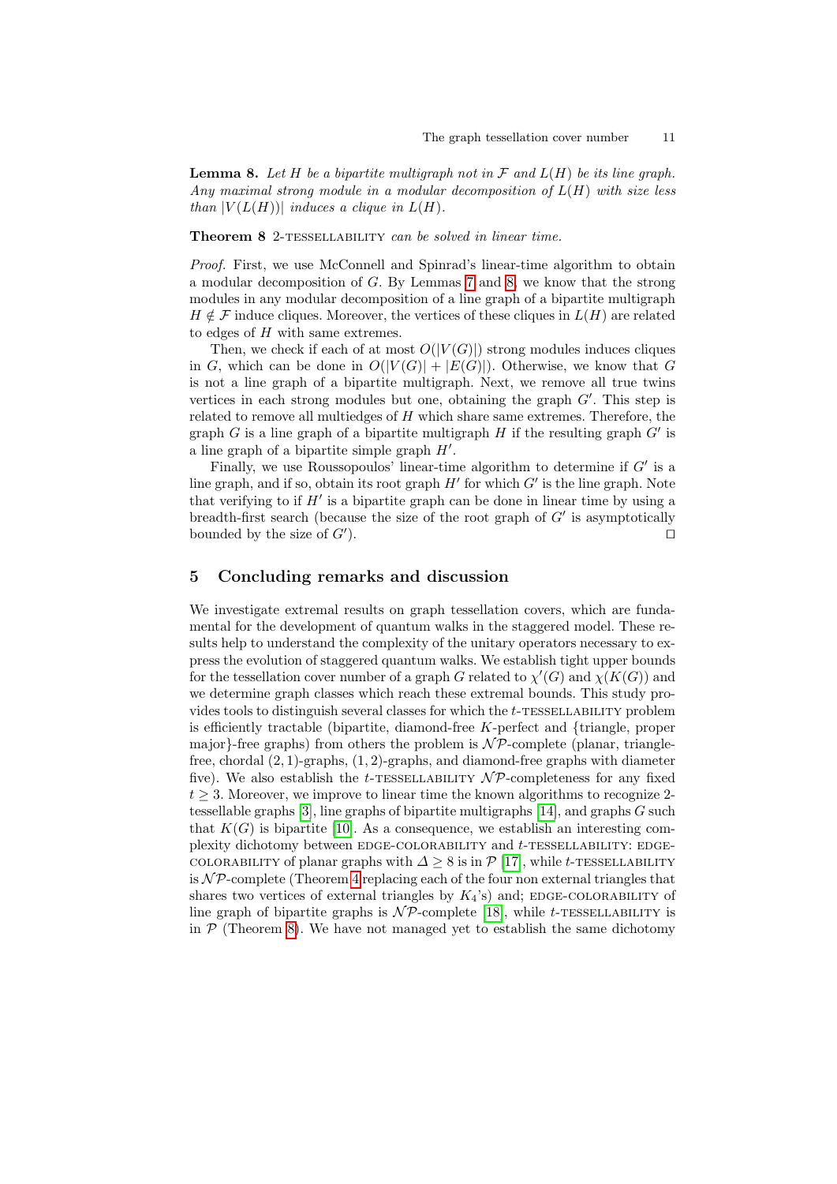**Lemma 8.** *Let $H$ be a bipartite multigraph not in $\mathcal{F}$ and $L(H)$ be its line graph. Any maximal strong module in a modular decomposition of $L(H)$ with size less than $|V(L(H))|$ induces a clique in $L(H)$.*

**Theorem 8** 2-TESSELLABILITY *can be solved in linear time.*

*Proof.* First, we use McConnell and Spinrad's linear-time algorithm to obtain a modular decomposition of $G$. By Lemmas 7 and 8, we know that the strong modules in any modular decomposition of a line graph of a bipartite multigraph $H \notin \mathcal{F}$ induce cliques. Moreover, the vertices of these cliques in $L(H)$ are related to edges of $H$ with same extremes.

Then, we check if each of at most $O(|V(G)|)$ strong modules induces cliques in $G$, which can be done in $O(|V(G)| + |E(G)|)$. Otherwise, we know that $G$ is not a line graph of a bipartite multigraph. Next, we remove all true twins vertices in each strong modules but one, obtaining the graph $G'$. This step is related to remove all multiedges of $H$ which share same extremes. Therefore, the graph $G$ is a line graph of a bipartite multigraph $H$ if the resulting graph $G'$ is a line graph of a bipartite simple graph $H'$.

Finally, we use Roussopoulos' linear-time algorithm to determine if $G'$ is a line graph, and if so, obtain its root graph $H'$ for which $G'$ is the line graph. Note that verifying to if $H'$ is a bipartite graph can be done in linear time by using a breadth-first search (because the size of the root graph of $G'$ is asymptotically bounded by the size of $G'$). □

## 5 Concluding remarks and discussion

We investigate extremal results on graph tessellation covers, which are fundamental for the development of quantum walks in the staggered model. These results help to understand the complexity of the unitary operators necessary to express the evolution of staggered quantum walks. We establish tight upper bounds for the tessellation cover number of a graph $G$ related to $\chi'(G)$ and $\chi(K(G))$ and we determine graph classes which reach these extremal bounds. This study provides tools to distinguish several classes for which the $t$-TESSELLABILITY problem is efficiently tractable (bipartite, diamond-free $K$-perfect and {triangle, proper major}-free graphs) from others the problem is $\mathcal{NP}$-complete (planar, triangle-free, chordal $(2,1)$-graphs, $(1,2)$-graphs, and diamond-free graphs with diameter five). We also establish the $t$-TESSELLABILITY $\mathcal{NP}$-completeness for any fixed $t \geq 3$. Moreover, we improve to linear time the known algorithms to recognize 2-tessellable graphs [3], line graphs of bipartite multigraphs [14], and graphs $G$ such that $K(G)$ is bipartite [10]. As a consequence, we establish an interesting complexity dichotomy between EDGE-COLORABILITY and $t$-TESSELLABILITY: EDGE-COLORABILITY of planar graphs with $\Delta \geq 8$ is in $\mathcal{P}$ [17], while $t$-TESSELLABILITY is $\mathcal{NP}$-complete (Theorem 4 replacing each of the four non external triangles that shares two vertices of external triangles by $K_4$'s) and; EDGE-COLORABILITY of line graph of bipartite graphs is $\mathcal{NP}$-complete [18], while $t$-TESSELLABILITY is in $\mathcal{P}$ (Theorem 8). We have not managed yet to establish the same dichotomy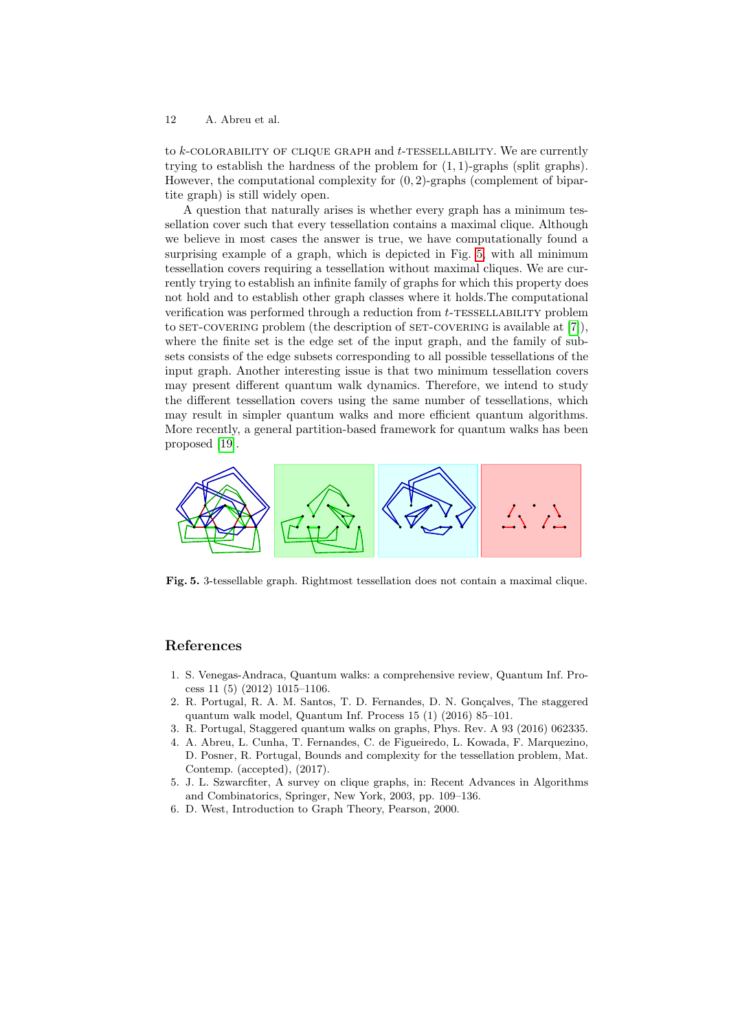to $k$-COLORABILITY OF CLIQUE GRAPH and $t$-TESSELLABILITY. We are currently trying to establish the hardness of the problem for $(1,1)$-graphs (split graphs). However, the computational complexity for $(0,2)$-graphs (complement of bipartite graph) is still widely open.

A question that naturally arises is whether every graph has a minimum tessellation cover such that every tessellation contains a maximal clique. Although we believe in most cases the answer is true, we have computationally found a surprising example of a graph, which is depicted in Fig. 5, with all minimum tessellation covers requiring a tessellation without maximal cliques. We are currently trying to establish an infinite family of graphs for which this property does not hold and to establish other graph classes where it holds.The computational verification was performed through a reduction from $t$-TESSELLABILITY problem to SET-COVERING problem (the description of SET-COVERING is available at [7]), where the finite set is the edge set of the input graph, and the family of subsets consists of the edge subsets corresponding to all possible tessellations of the input graph. Another interesting issue is that two minimum tessellation covers may present different quantum walk dynamics. Therefore, we intend to study the different tessellation covers using the same number of tessellations, which may result in simpler quantum walks and more efficient quantum algorithms. More recently, a general partition-based framework for quantum walks has been proposed [19].

**Fig. 5.** 3-tessellable graph. Rightmost tessellation does not contain a maximal clique.

## References

1. S. Venegas-Andraca, Quantum walks: a comprehensive review, Quantum Inf. Process 11 (5) (2012) 1015–1106.
2. R. Portugal, R. A. M. Santos, T. D. Fernandes, D. N. Gonçalves, The staggered quantum walk model, Quantum Inf. Process 15 (1) (2016) 85–101.
3. R. Portugal, Staggered quantum walks on graphs, Phys. Rev. A 93 (2016) 062335.
4. A. Abreu, L. Cunha, T. Fernandes, C. de Figueiredo, L. Kowada, F. Marquezino, D. Posner, R. Portugal, Bounds and complexity for the tessellation problem, Mat. Contemp. (accepted), (2017).
5. J. L. Szwarcfiter, A survey on clique graphs, in: Recent Advances in Algorithms and Combinatorics, Springer, New York, 2003, pp. 109–136.
6. D. West, Introduction to Graph Theory, Pearson, 2000.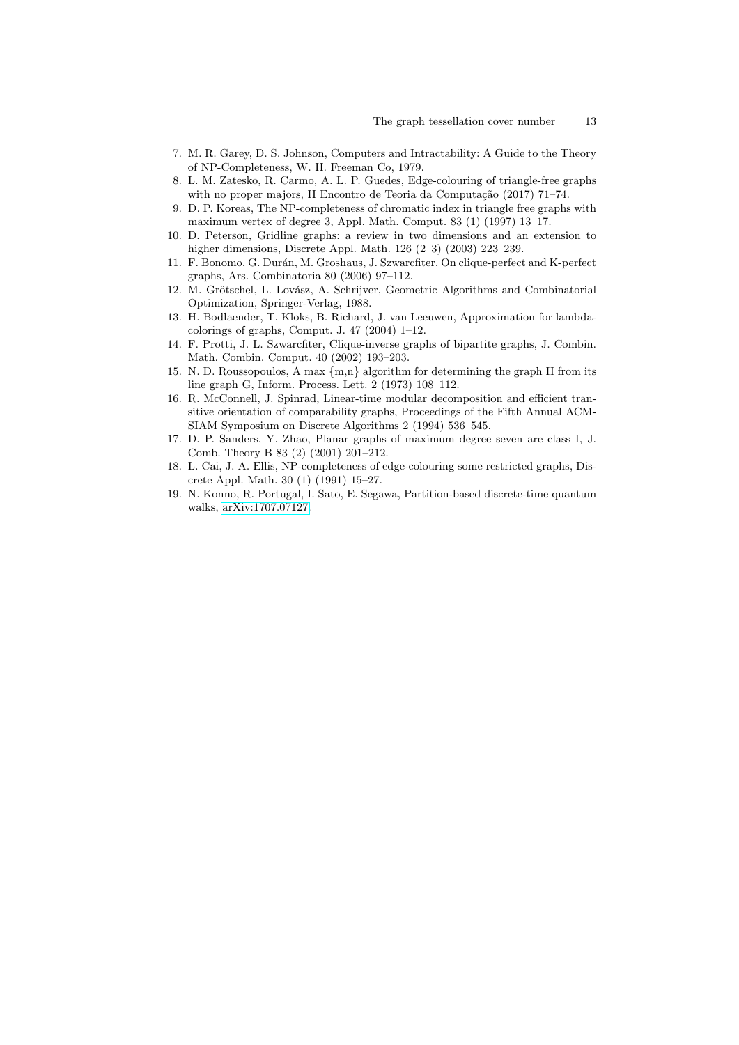7. M. R. Garey, D. S. Johnson, Computers and Intractability: A Guide to the Theory of NP-Completeness, W. H. Freeman Co, 1979.
8. L. M. Zatesko, R. Carmo, A. L. P. Guedes, Edge-colouring of triangle-free graphs with no proper majors, II Encontro de Teoria da Computação (2017) 71–74.
9. D. P. Koreas, The NP-completeness of chromatic index in triangle free graphs with maximum vertex of degree 3, Appl. Math. Comput. 83 (1) (1997) 13–17.
10. D. Peterson, Gridline graphs: a review in two dimensions and an extension to higher dimensions, Discrete Appl. Math. 126 (2–3) (2003) 223–239.
11. F. Bonomo, G. Durán, M. Groshaus, J. Szwarcfiter, On clique-perfect and K-perfect graphs, Ars. Combinatoria 80 (2006) 97–112.
12. M. Grötschel, L. Lovász, A. Schrijver, Geometric Algorithms and Combinatorial Optimization, Springer-Verlag, 1988.
13. H. Bodlaender, T. Kloks, B. Richard, J. van Leeuwen, Approximation for lambda-colorings of graphs, Comput. J. 47 (2004) 1–12.
14. F. Protti, J. L. Szwarcfiter, Clique-inverse graphs of bipartite graphs, J. Combin. Math. Combin. Comput. 40 (2002) 193–203.
15. N. D. Roussopoulos, A max {m,n} algorithm for determining the graph H from its line graph G, Inform. Process. Lett. 2 (1973) 108–112.
16. R. McConnell, J. Spinrad, Linear-time modular decomposition and efficient transitive orientation of comparability graphs, Proceedings of the Fifth Annual ACM-SIAM Symposium on Discrete Algorithms 2 (1994) 536–545.
17. D. P. Sanders, Y. Zhao, Planar graphs of maximum degree seven are class I, J. Comb. Theory B 83 (2) (2001) 201–212.
18. L. Cai, J. A. Ellis, NP-completeness of edge-colouring some restricted graphs, Discrete Appl. Math. 30 (1) (1991) 15–27.
19. N. Konno, R. Portugal, I. Sato, E. Segawa, Partition-based discrete-time quantum walks, arXiv:1707.07127